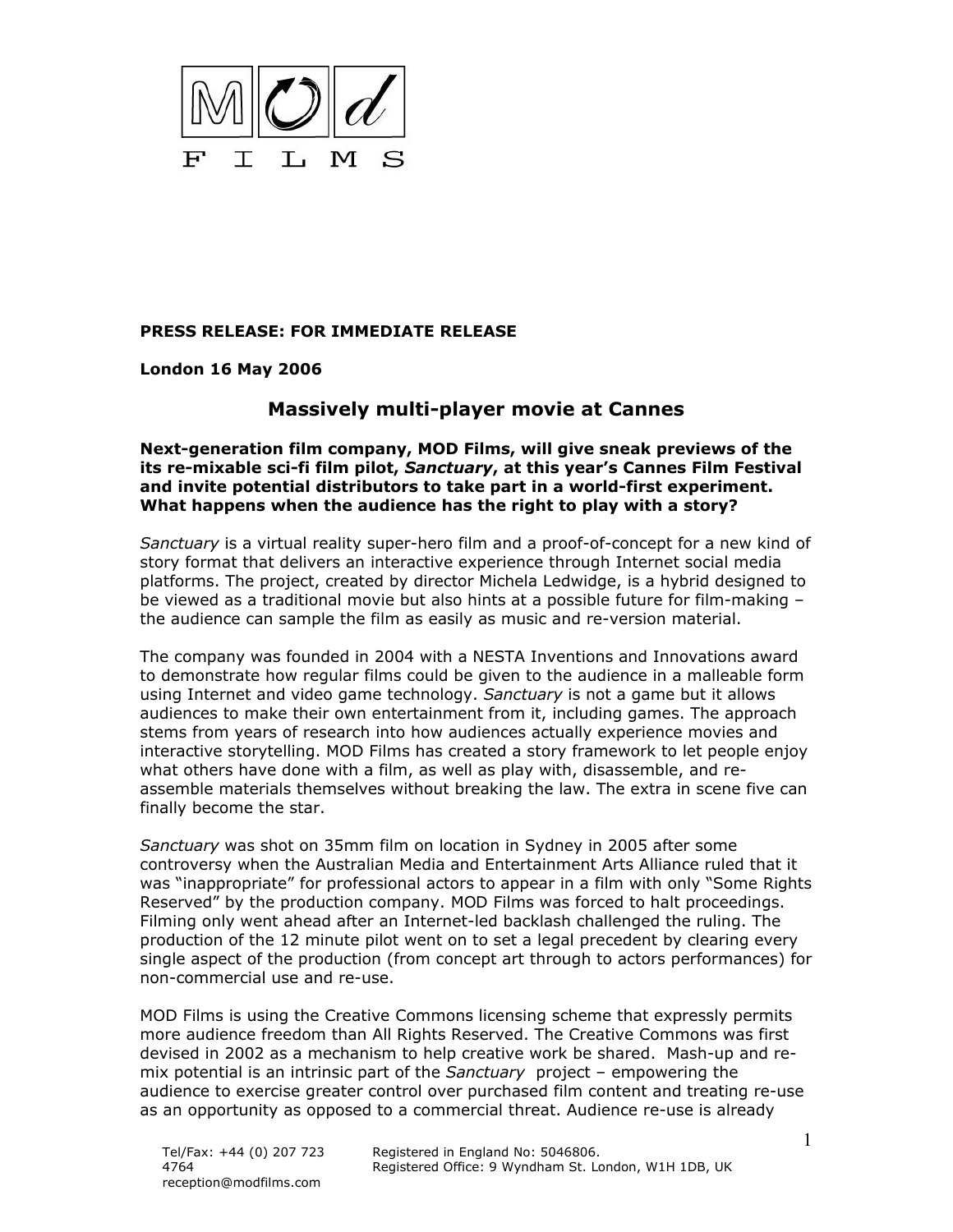**PRESS RELEASE: FOR IMMEDIATE RELEASE**

**London 16 May 2006**

## Massively multi-player movie at Cannes

**Next-generation film company, MOD Films, will give sneak previews of the its re-mixable sci-fi film pilot, *Sanctuary*, at this year's Cannes Film Festival and invite potential distributors to take part in a world-first experiment. What happens when the audience has the right to play with a story?**

*Sanctuary* is a virtual reality super-hero film and a proof-of-concept for a new kind of story format that delivers an interactive experience through Internet social media platforms. The project, created by director Michela Ledwidge, is a hybrid designed to be viewed as a traditional movie but also hints at a possible future for film-making – the audience can sample the film as easily as music and re-version material.

The company was founded in 2004 with a NESTA Inventions and Innovations award to demonstrate how regular films could be given to the audience in a malleable form using Internet and video game technology. *Sanctuary* is not a game but it allows audiences to make their own entertainment from it, including games. The approach stems from years of research into how audiences actually experience movies and interactive storytelling. MOD Films has created a story framework to let people enjoy what others have done with a film, as well as play with, disassemble, and re-assemble materials themselves without breaking the law. The extra in scene five can finally become the star.

*Sanctuary* was shot on 35mm film on location in Sydney in 2005 after some controversy when the Australian Media and Entertainment Arts Alliance ruled that it was "inappropriate" for professional actors to appear in a film with only "Some Rights Reserved" by the production company. MOD Films was forced to halt proceedings. Filming only went ahead after an Internet-led backlash challenged the ruling. The production of the 12 minute pilot went on to set a legal precedent by clearing every single aspect of the production (from concept art through to actors performances) for non-commercial use and re-use.

MOD Films is using the Creative Commons licensing scheme that expressly permits more audience freedom than All Rights Reserved. The Creative Commons was first devised in 2002 as a mechanism to help creative work be shared. Mash-up and re-mix potential is an intrinsic part of the *Sanctuary* project – empowering the audience to exercise greater control over purchased film content and treating re-use as an opportunity as opposed to a commercial threat. Audience re-use is already

Tel/Fax: +44 (0) 207 723 4764
reception@modfilms.com

Registered in England No: 5046806.
Registered Office: 9 Wyndham St. London, W1H 1DB, UK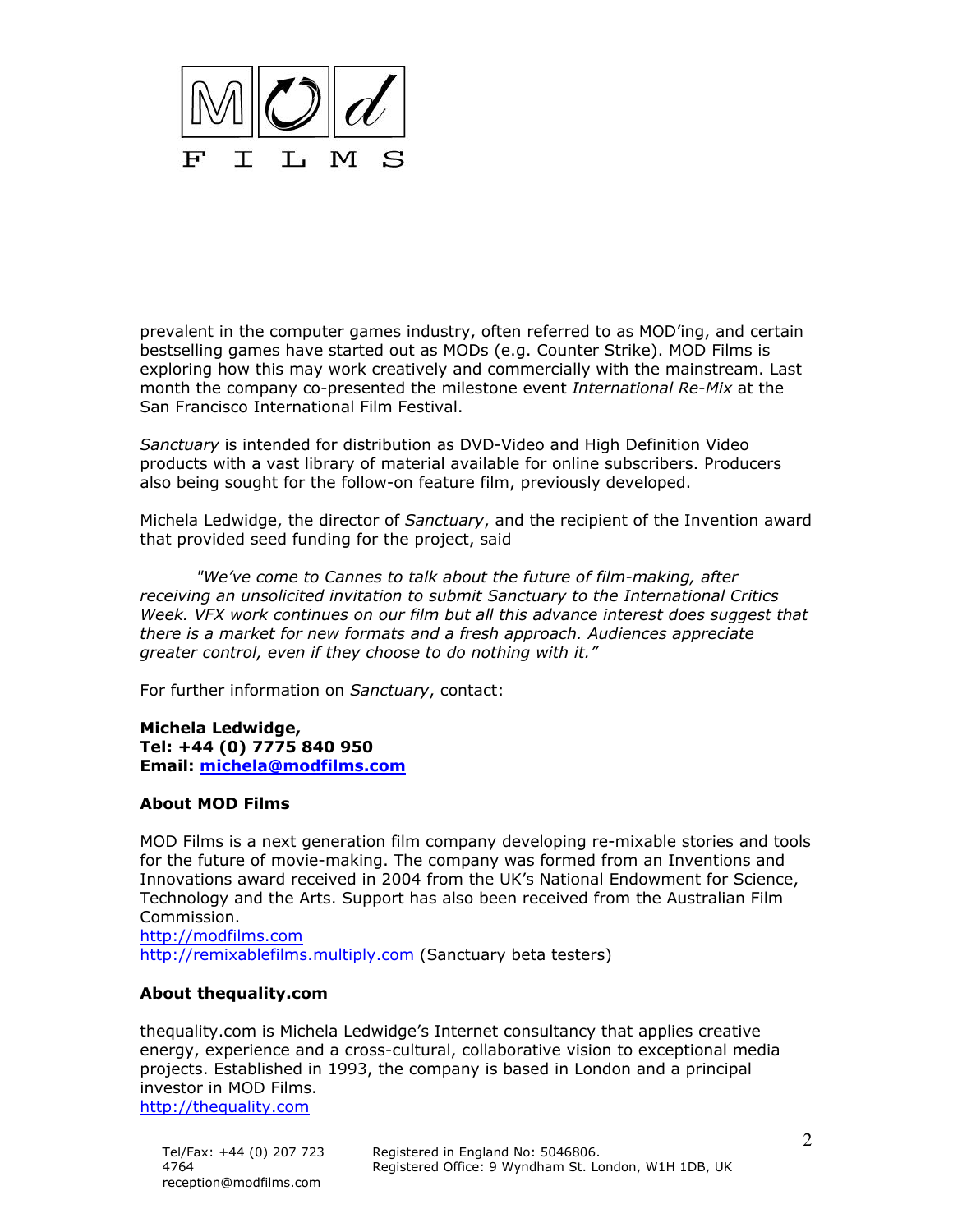prevalent in the computer games industry, often referred to as MOD'ing, and certain bestselling games have started out as MODs (e.g. Counter Strike). MOD Films is exploring how this may work creatively and commercially with the mainstream. Last month the company co-presented the milestone event *International Re-Mix* at the San Francisco International Film Festival.

*Sanctuary* is intended for distribution as DVD-Video and High Definition Video products with a vast library of material available for online subscribers. Producers also being sought for the follow-on feature film, previously developed.

Michela Ledwidge, the director of *Sanctuary*, and the recipient of the Invention award that provided seed funding for the project, said

> *"We've come to Cannes to talk about the future of film-making, after receiving an unsolicited invitation to submit Sanctuary to the International Critics Week. VFX work continues on our film but all this advance interest does suggest that there is a market for new formats and a fresh approach. Audiences appreciate greater control, even if they choose to do nothing with it."*

For further information on *Sanctuary*, contact:

**Michela Ledwidge,**
**Tel: +44 (0) 7775 840 950**
**Email: michela@modfilms.com**

**About MOD Films**

MOD Films is a next generation film company developing re-mixable stories and tools for the future of movie-making. The company was formed from an Inventions and Innovations award received in 2004 from the UK's National Endowment for Science, Technology and the Arts. Support has also been received from the Australian Film Commission.
http://modfilms.com
http://remixablefilms.multiply.com (Sanctuary beta testers)

**About thequality.com**

thequality.com is Michela Ledwidge's Internet consultancy that applies creative energy, experience and a cross-cultural, collaborative vision to exceptional media projects. Established in 1993, the company is based in London and a principal investor in MOD Films.
http://thequality.com